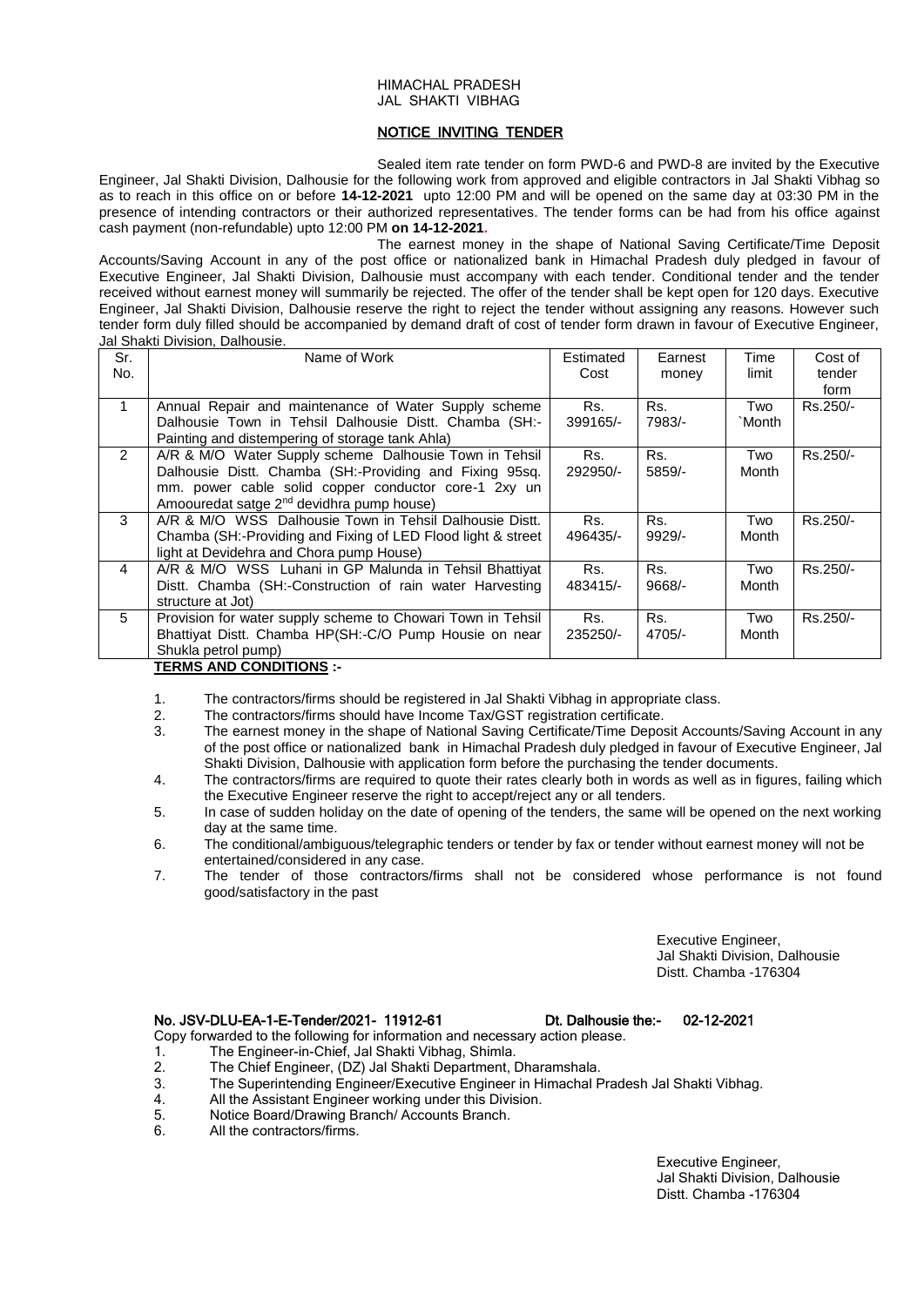HIMACHAL PRADESH
JAL SHAKTI VIBHAG

## NOTICE INVITING TENDER

Sealed item rate tender on form PWD-6 and PWD-8 are invited by the Executive Engineer, Jal Shakti Division, Dalhousie for the following work from approved and eligible contractors in Jal Shakti Vibhag so as to reach in this office on or before **14-12-2021** upto 12:00 PM and will be opened on the same day at 03:30 PM in the presence of intending contractors or their authorized representatives. The tender forms can be had from his office against cash payment (non-refundable) upto 12:00 PM **on 14-12-2021.**

The earnest money in the shape of National Saving Certificate/Time Deposit Accounts/Saving Account in any of the post office or nationalized bank in Himachal Pradesh duly pledged in favour of Executive Engineer, Jal Shakti Division, Dalhousie must accompany with each tender. Conditional tender and the tender received without earnest money will summarily be rejected. The offer of the tender shall be kept open for 120 days. Executive Engineer, Jal Shakti Division, Dalhousie reserve the right to reject the tender without assigning any reasons. However such tender form duly filled should be accompanied by demand draft of cost of tender form drawn in favour of Executive Engineer, Jal Shakti Division, Dalhousie.

| Sr. No. | Name of Work | Estimated Cost | Earnest money | Time limit | Cost of tender form |
|---|---|---|---|---|---|
| 1 | Annual Repair and maintenance of Water Supply scheme Dalhousie Town in Tehsil Dalhousie Distt. Chamba (SH:- Painting and distempering of storage tank Ahla) | Rs. 399165/- | Rs. 7983/- | Two `Month | Rs.250/- |
| 2 | A/R & M/O Water Supply scheme Dalhousie Town in Tehsil Dalhousie Distt. Chamba (SH:-Providing and Fixing 95sq. mm. power cable solid copper conductor core-1 2xy un Amoouredat satge 2nd devidhra pump house) | Rs. 292950/- | Rs. 5859/- | Two Month | Rs.250/- |
| 3 | A/R & M/O WSS Dalhousie Town in Tehsil Dalhousie Distt. Chamba (SH:-Providing and Fixing of LED Flood light & street light at Devidehra and Chora pump House) | Rs. 496435/- | Rs. 9929/- | Two Month | Rs.250/- |
| 4 | A/R & M/O WSS Luhani in GP Malunda in Tehsil Bhattiyat Distt. Chamba (SH:-Construction of rain water Harvesting structure at Jot) | Rs. 483415/- | Rs. 9668/- | Two Month | Rs.250/- |
| 5 | Provision for water supply scheme to Chowari Town in Tehsil Bhattiyat Distt. Chamba HP(SH:-C/O Pump Housie on near Shukla petrol pump) | Rs. 235250/- | Rs. 4705/- | Two Month | Rs.250/- |

**TERMS AND CONDITIONS :-**

1. The contractors/firms should be registered in Jal Shakti Vibhag in appropriate class.
2. The contractors/firms should have Income Tax/GST registration certificate.
3. The earnest money in the shape of National Saving Certificate/Time Deposit Accounts/Saving Account in any of the post office or nationalized bank in Himachal Pradesh duly pledged in favour of Executive Engineer, Jal Shakti Division, Dalhousie with application form before the purchasing the tender documents.
4. The contractors/firms are required to quote their rates clearly both in words as well as in figures, failing which the Executive Engineer reserve the right to accept/reject any or all tenders.
5. In case of sudden holiday on the date of opening of the tenders, the same will be opened on the next working day at the same time.
6. The conditional/ambiguous/telegraphic tenders or tender by fax or tender without earnest money will not be entertained/considered in any case.
7. The tender of those contractors/firms shall not be considered whose performance is not found good/satisfactory in the past

Executive Engineer,
Jal Shakti Division, Dalhousie
Distt. Chamba -176304

**No. JSV-DLU-EA-1-E-Tender/2021- 11912-61** **Dt. Dalhousie the:- 02-12-2021**

Copy forwarded to the following for information and necessary action please.

1. The Engineer-in-Chief, Jal Shakti Vibhag, Shimla.
2. The Chief Engineer, (DZ) Jal Shakti Department, Dharamshala.
3. The Superintending Engineer/Executive Engineer in Himachal Pradesh Jal Shakti Vibhag.
4. All the Assistant Engineer working under this Division.
5. Notice Board/Drawing Branch/ Accounts Branch.
6. All the contractors/firms.

Executive Engineer,
Jal Shakti Division, Dalhousie
Distt. Chamba -176304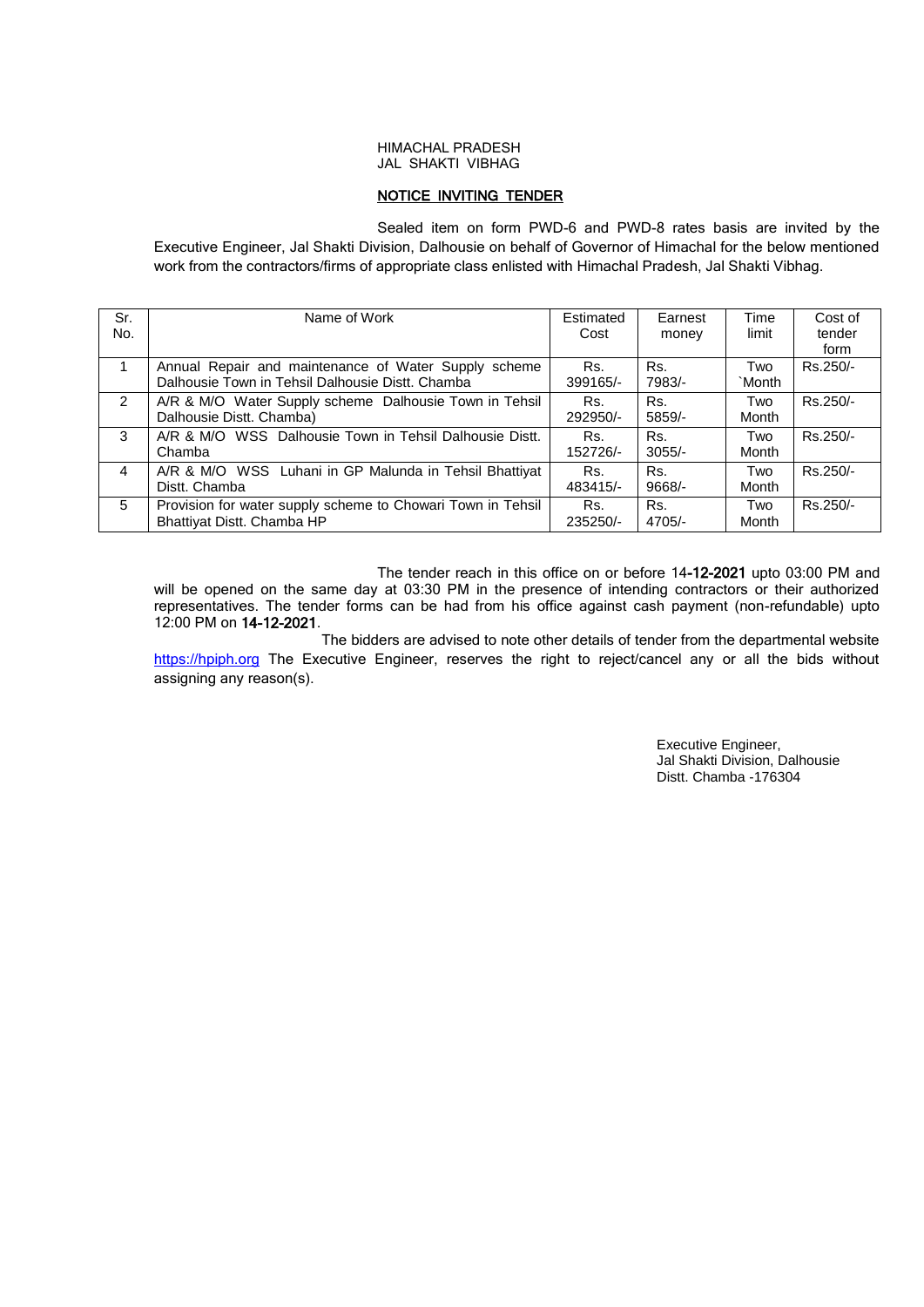HIMACHAL PRADESH
JAL SHAKTI VIBHAG

## NOTICE INVITING TENDER

Sealed item on form PWD-6 and PWD-8 rates basis are invited by the Executive Engineer, Jal Shakti Division, Dalhousie on behalf of Governor of Himachal for the below mentioned work from the contractors/firms of appropriate class enlisted with Himachal Pradesh, Jal Shakti Vibhag.

| Sr. No. | Name of Work | Estimated Cost | Earnest money | Time limit | Cost of tender form |
|---|---|---|---|---|---|
| 1 | Annual Repair and maintenance of Water Supply scheme Dalhousie Town in Tehsil Dalhousie Distt. Chamba | Rs. 399165/- | Rs. 7983/- | Two `Month | Rs.250/- |
| 2 | A/R & M/O Water Supply scheme Dalhousie Town in Tehsil Dalhousie Distt. Chamba) | Rs. 292950/- | Rs. 5859/- | Two Month | Rs.250/- |
| 3 | A/R & M/O WSS Dalhousie Town in Tehsil Dalhousie Distt. Chamba | Rs. 152726/- | Rs. 3055/- | Two Month | Rs.250/- |
| 4 | A/R & M/O WSS Luhani in GP Malunda in Tehsil Bhattiyat Distt. Chamba | Rs. 483415/- | Rs. 9668/- | Two Month | Rs.250/- |
| 5 | Provision for water supply scheme to Chowari Town in Tehsil Bhattiyat Distt. Chamba HP | Rs. 235250/- | Rs. 4705/- | Two Month | Rs.250/- |

The tender reach in this office on or before 14-12-2021 upto 03:00 PM and will be opened on the same day at 03:30 PM in the presence of intending contractors or their authorized representatives. The tender forms can be had from his office against cash payment (non-refundable) upto 12:00 PM on 14-12-2021.

The bidders are advised to note other details of tender from the departmental website https://hpiph.org The Executive Engineer, reserves the right to reject/cancel any or all the bids without assigning any reason(s).

Executive Engineer,
Jal Shakti Division, Dalhousie
Distt. Chamba -176304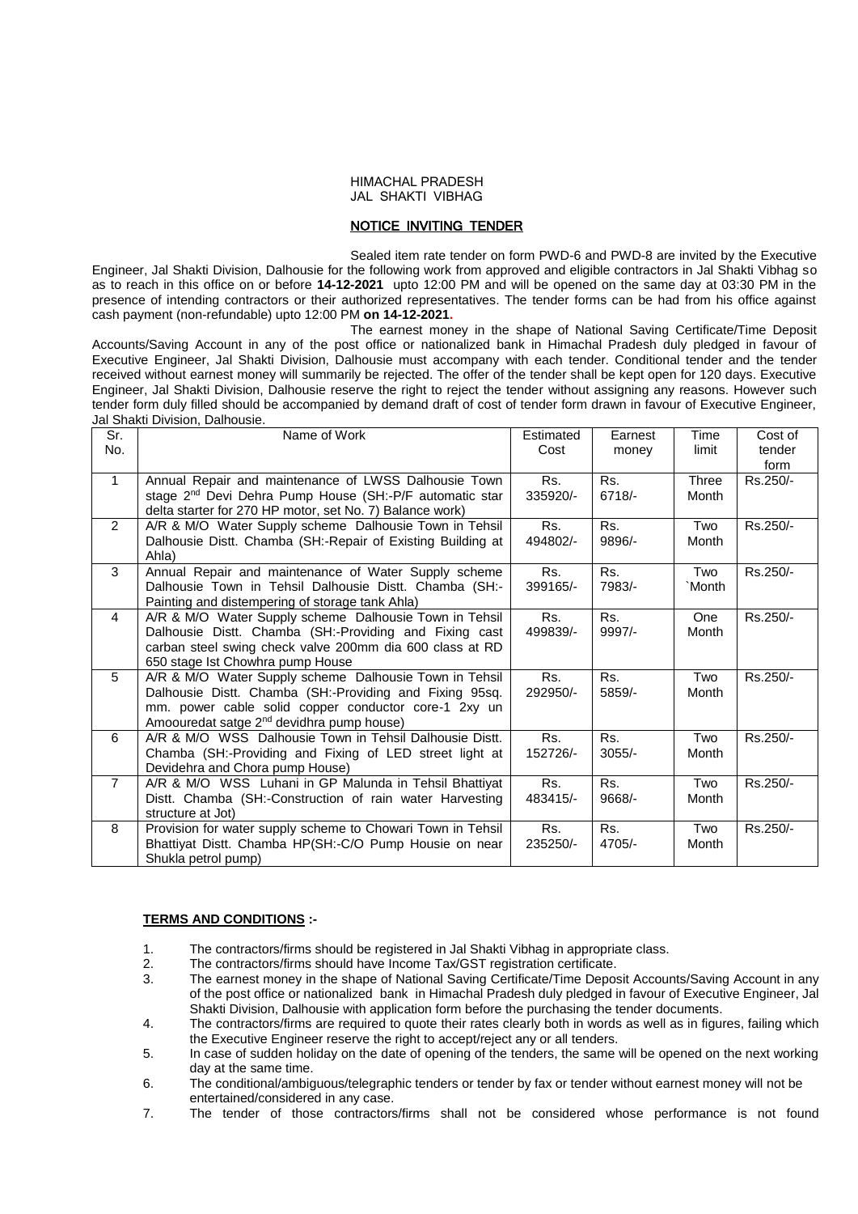HIMACHAL PRADESH
JAL SHAKTI VIBHAG

## NOTICE INVITING TENDER

Sealed item rate tender on form PWD-6 and PWD-8 are invited by the Executive Engineer, Jal Shakti Division, Dalhousie for the following work from approved and eligible contractors in Jal Shakti Vibhag so as to reach in this office on or before **14-12-2021** upto 12:00 PM and will be opened on the same day at 03:30 PM in the presence of intending contractors or their authorized representatives. The tender forms can be had from his office against cash payment (non-refundable) upto 12:00 PM **on 14-12-2021.**

The earnest money in the shape of National Saving Certificate/Time Deposit Accounts/Saving Account in any of the post office or nationalized bank in Himachal Pradesh duly pledged in favour of Executive Engineer, Jal Shakti Division, Dalhousie must accompany with each tender. Conditional tender and the tender received without earnest money will summarily be rejected. The offer of the tender shall be kept open for 120 days. Executive Engineer, Jal Shakti Division, Dalhousie reserve the right to reject the tender without assigning any reasons. However such tender form duly filled should be accompanied by demand draft of cost of tender form drawn in favour of Executive Engineer, Jal Shakti Division, Dalhousie.

| Sr. No. | Name of Work | Estimated Cost | Earnest money | Time limit | Cost of tender form |
|---|---|---|---|---|---|
| 1 | Annual Repair and maintenance of LWSS Dalhousie Town stage 2nd Devi Dehra Pump House (SH:-P/F automatic star delta starter for 270 HP motor, set No. 7) Balance work) | Rs. 335920/- | Rs. 6718/- | Three Month | Rs.250/- |
| 2 | A/R & M/O Water Supply scheme Dalhousie Town in Tehsil Dalhousie Distt. Chamba (SH:-Repair of Existing Building at Ahla) | Rs. 494802/- | Rs. 9896/- | Two Month | Rs.250/- |
| 3 | Annual Repair and maintenance of Water Supply scheme Dalhousie Town in Tehsil Dalhousie Distt. Chamba (SH:-Painting and distempering of storage tank Ahla) | Rs. 399165/- | Rs. 7983/- | Two `Month | Rs.250/- |
| 4 | A/R & M/O Water Supply scheme Dalhousie Town in Tehsil Dalhousie Distt. Chamba (SH:-Providing and Fixing cast carban steel swing check valve 200mm dia 600 class at RD 650 stage Ist Chowhra pump House | Rs. 499839/- | Rs. 9997/- | One Month | Rs.250/- |
| 5 | A/R & M/O Water Supply scheme Dalhousie Town in Tehsil Dalhousie Distt. Chamba (SH:-Providing and Fixing 95sq. mm. power cable solid copper conductor core-1 2xy un Amoouredat satge 2nd devidhra pump house) | Rs. 292950/- | Rs. 5859/- | Two Month | Rs.250/- |
| 6 | A/R & M/O WSS Dalhousie Town in Tehsil Dalhousie Distt. Chamba (SH:-Providing and Fixing of LED street light at Devidehra and Chora pump House) | Rs. 152726/- | Rs. 3055/- | Two Month | Rs.250/- |
| 7 | A/R & M/O WSS Luhani in GP Malunda in Tehsil Bhattiyat Distt. Chamba (SH:-Construction of rain water Harvesting structure at Jot) | Rs. 483415/- | Rs. 9668/- | Two Month | Rs.250/- |
| 8 | Provision for water supply scheme to Chowari Town in Tehsil Bhattiyat Distt. Chamba HP(SH:-C/O Pump Housie on near Shukla petrol pump) | Rs. 235250/- | Rs. 4705/- | Two Month | Rs.250/- |

## TERMS AND CONDITIONS :-

1. The contractors/firms should be registered in Jal Shakti Vibhag in appropriate class.
2. The contractors/firms should have Income Tax/GST registration certificate.
3. The earnest money in the shape of National Saving Certificate/Time Deposit Accounts/Saving Account in any of the post office or nationalized bank in Himachal Pradesh duly pledged in favour of Executive Engineer, Jal Shakti Division, Dalhousie with application form before the purchasing the tender documents.
4. The contractors/firms are required to quote their rates clearly both in words as well as in figures, failing which the Executive Engineer reserve the right to accept/reject any or all tenders.
5. In case of sudden holiday on the date of opening of the tenders, the same will be opened on the next working day at the same time.
6. The conditional/ambiguous/telegraphic tenders or tender by fax or tender without earnest money will not be entertained/considered in any case.
7. The tender of those contractors/firms shall not be considered whose performance is not found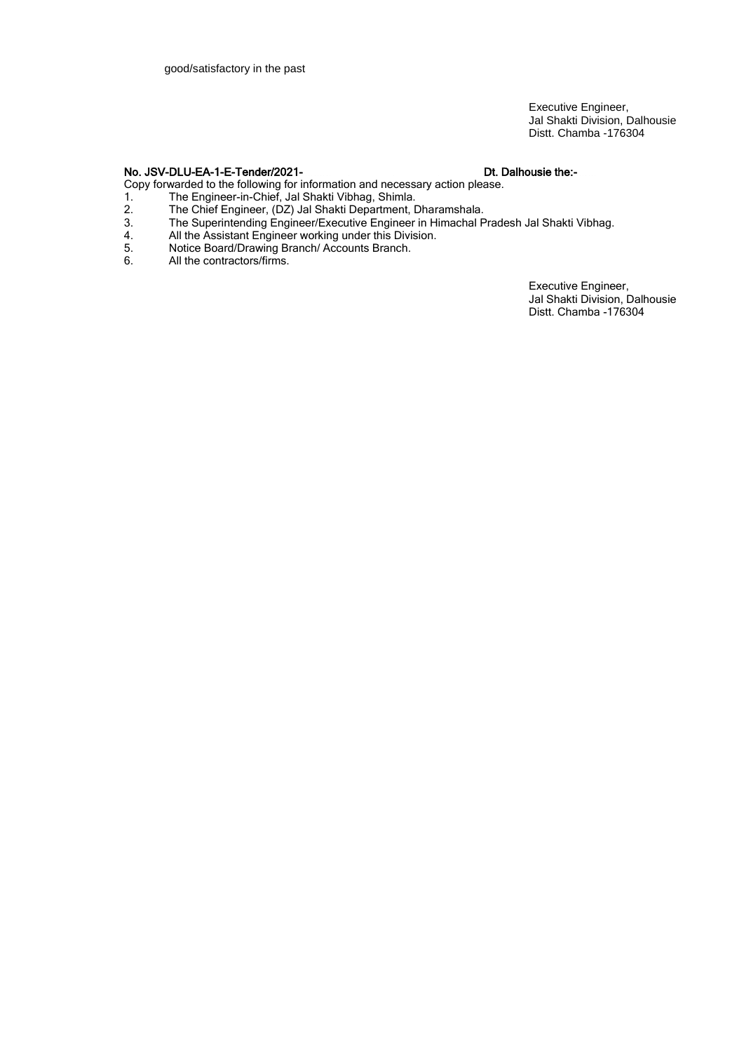good/satisfactory in the past

Executive Engineer,
Jal Shakti Division, Dalhousie
Distt. Chamba -176304

**No. JSV-DLU-EA-1-E-Tender/2021-** **Dt. Dalhousie the:-**

Copy forwarded to the following for information and necessary action please.

1. The Engineer-in-Chief, Jal Shakti Vibhag, Shimla.
2. The Chief Engineer, (DZ) Jal Shakti Department, Dharamshala.
3. The Superintending Engineer/Executive Engineer in Himachal Pradesh Jal Shakti Vibhag.
4. All the Assistant Engineer working under this Division.
5. Notice Board/Drawing Branch/ Accounts Branch.
6. All the contractors/firms.

Executive Engineer,
Jal Shakti Division, Dalhousie
Distt. Chamba -176304